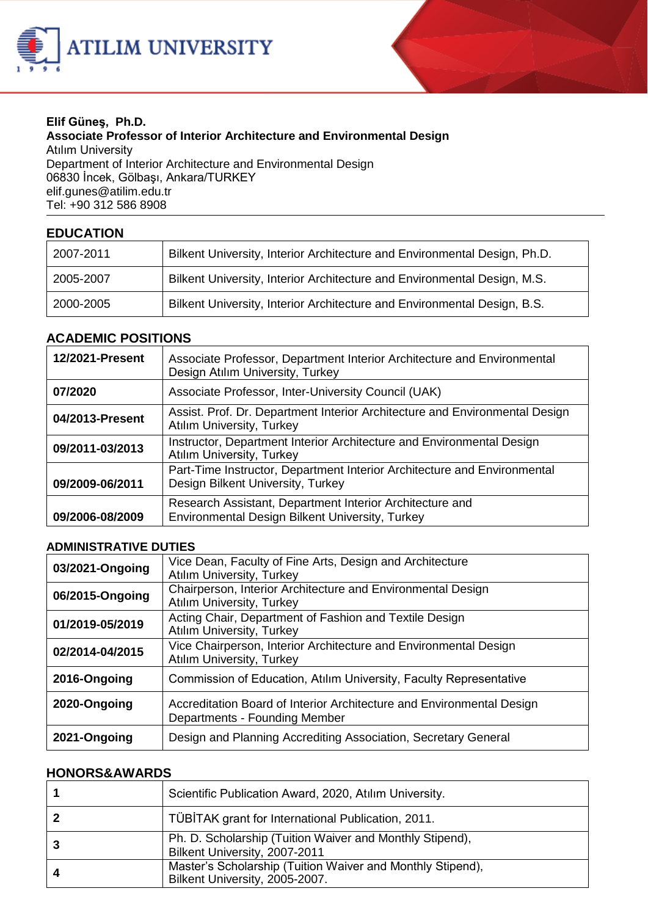**Elif Güneş, Ph.D.**
**Associate Professor of Interior Architecture and Environmental Design**
Atılım University
Department of Interior Architecture and Environmental Design
06830 İncek, Gölbaşı, Ankara/TURKEY
elif.gunes@atilim.edu.tr
Tel: +90 312 586 8908

## EDUCATION

| | |
|---|---|
| 2007-2011 | Bilkent University, Interior Architecture and Environmental Design, Ph.D. |
| 2005-2007 | Bilkent University, Interior Architecture and Environmental Design, M.S. |
| 2000-2005 | Bilkent University, Interior Architecture and Environmental Design, B.S. |

## ACADEMIC POSITIONS

| | |
|---|---|
| **12/2021-Present** | Associate Professor, Department Interior Architecture and Environmental Design Atılım University, Turkey |
| **07/2020** | Associate Professor, Inter-University Council (UAK) |
| **04/2013-Present** | Assist. Prof. Dr. Department Interior Architecture and Environmental Design Atılım University, Turkey |
| **09/2011-03/2013** | Instructor, Department Interior Architecture and Environmental Design Atılım University, Turkey |
| **09/2009-06/2011** | Part-Time Instructor, Department Interior Architecture and Environmental Design Bilkent University, Turkey |
| **09/2006-08/2009** | Research Assistant, Department Interior Architecture and Environmental Design Bilkent University, Turkey |

### ADMINISTRATIVE DUTIES

| | |
|---|---|
| **03/2021-Ongoing** | Vice Dean, Faculty of Fine Arts, Design and Architecture Atılım University, Turkey |
| **06/2015-Ongoing** | Chairperson, Interior Architecture and Environmental Design Atılım University, Turkey |
| **01/2019-05/2019** | Acting Chair, Department of Fashion and Textile Design Atılım University, Turkey |
| **02/2014-04/2015** | Vice Chairperson, Interior Architecture and Environmental Design Atılım University, Turkey |
| **2016-Ongoing** | Commission of Education, Atılım University, Faculty Representative |
| **2020-Ongoing** | Accreditation Board of Interior Architecture and Environmental Design Departments - Founding Member |
| **2021-Ongoing** | Design and Planning Accrediting Association, Secretary General |

## HONORS&AWARDS

| | |
|---|---|
| **1** | Scientific Publication Award, 2020, Atılım University. |
| **2** | TÜBİTAK grant for International Publication, 2011. |
| **3** | Ph. D. Scholarship (Tuition Waiver and Monthly Stipend), Bilkent University, 2007-2011 |
| **4** | Master's Scholarship (Tuition Waiver and Monthly Stipend), Bilkent University, 2005-2007. |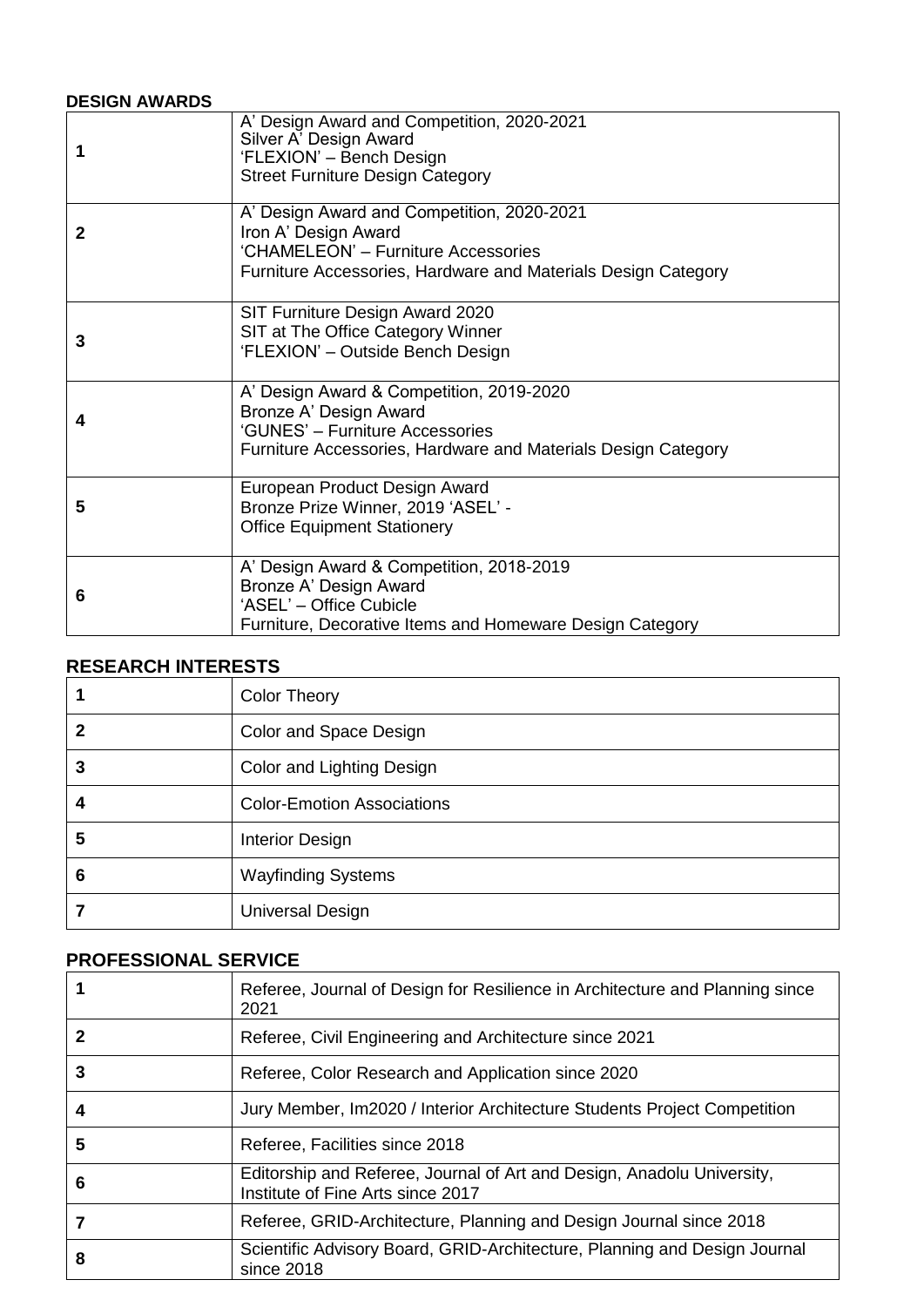**DESIGN AWARDS**

| | |
|---|---|
| 1 | A' Design Award and Competition, 2020-2021<br>Silver A' Design Award<br>'FLEXION' – Bench Design<br>Street Furniture Design Category |
| 2 | A' Design Award and Competition, 2020-2021<br>Iron A' Design Award<br>'CHAMELEON' – Furniture Accessories<br>Furniture Accessories, Hardware and Materials Design Category |
| 3 | SIT Furniture Design Award 2020<br>SIT at The Office Category Winner<br>'FLEXION' – Outside Bench Design |
| 4 | A' Design Award & Competition, 2019-2020<br>Bronze A' Design Award<br>'GUNES' – Furniture Accessories<br>Furniture Accessories, Hardware and Materials Design Category |
| 5 | European Product Design Award<br>Bronze Prize Winner, 2019 'ASEL' -<br>Office Equipment Stationery |
| 6 | A' Design Award & Competition, 2018-2019<br>Bronze A' Design Award<br>'ASEL' – Office Cubicle<br>Furniture, Decorative Items and Homeware Design Category |

## RESEARCH INTERESTS

| | |
|---|---|
| 1 | Color Theory |
| 2 | Color and Space Design |
| 3 | Color and Lighting Design |
| 4 | Color-Emotion Associations |
| 5 | Interior Design |
| 6 | Wayfinding Systems |
| 7 | Universal Design |

## PROFESSIONAL SERVICE

| | |
|---|---|
| 1 | Referee, Journal of Design for Resilience in Architecture and Planning since 2021 |
| 2 | Referee, Civil Engineering and Architecture since 2021 |
| 3 | Referee, Color Research and Application since 2020 |
| 4 | Jury Member, Im2020 / Interior Architecture Students Project Competition |
| 5 | Referee, Facilities since 2018 |
| 6 | Editorship and Referee, Journal of Art and Design, Anadolu University, Institute of Fine Arts since 2017 |
| 7 | Referee, GRID-Architecture, Planning and Design Journal since 2018 |
| 8 | Scientific Advisory Board, GRID-Architecture, Planning and Design Journal since 2018 |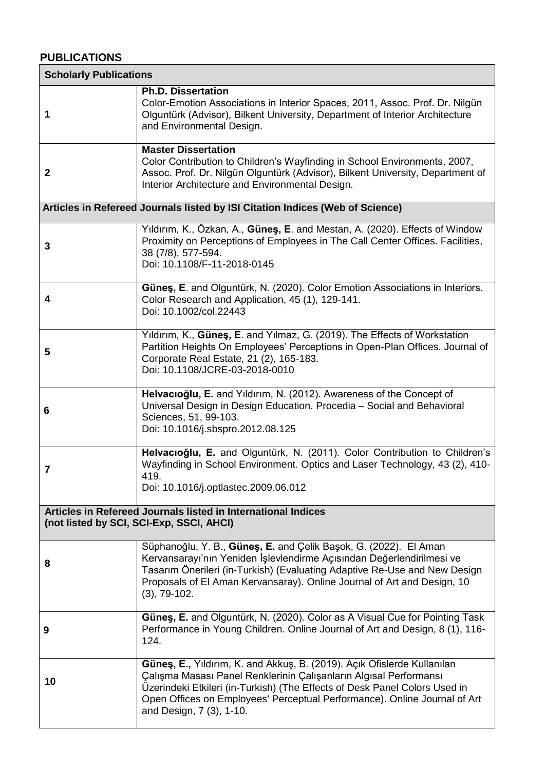## PUBLICATIONS

| Scholarly Publications | |
|---|---|
| 1 | **Ph.D. Dissertation**<br>Color-Emotion Associations in Interior Spaces, 2011, Assoc. Prof. Dr. Nilgün Olguntürk (Advisor), Bilkent University, Department of Interior Architecture and Environmental Design. |
| 2 | **Master Dissertation**<br>Color Contribution to Children's Wayfinding in School Environments, 2007, Assoc. Prof. Dr. Nilgün Olguntürk (Advisor), Bilkent University, Department of Interior Architecture and Environmental Design. |
| **Articles in Refereed Journals listed by ISI Citation Indices (Web of Science)** | |
| 3 | Yıldırım, K., Özkan, A., **Güneş, E**. and Mestan, A. (2020). Effects of Window Proximity on Perceptions of Employees in The Call Center Offices. Facilities, 38 (7/8), 577-594.<br>Doi: 10.1108/F-11-2018-0145 |
| 4 | **Güneş, E**. and Olguntürk, N. (2020). Color Emotion Associations in Interiors. Color Research and Application, 45 (1), 129-141.<br>Doi: 10.1002/col.22443 |
| 5 | Yıldırım, K., **Güneş, E**. and Yılmaz, G. (2019). The Effects of Workstation Partition Heights On Employees' Perceptions in Open-Plan Offices. Journal of Corporate Real Estate, 21 (2), 165-183.<br>Doi: 10.1108/JCRE-03-2018-0010 |
| 6 | **Helvacıoğlu, E.** and Yıldırım, N. (2012). Awareness of the Concept of Universal Design in Design Education. Procedia – Social and Behavioral Sciences, 51, 99-103.<br>Doi: 10.1016/j.sbspro.2012.08.125 |
| 7 | **Helvacıoğlu, E.** and Olguntürk, N. (2011). Color Contribution to Children's Wayfinding in School Environment. Optics and Laser Technology, 43 (2), 410-419.<br>Doi: 10.1016/j.optlastec.2009.06.012 |
| **Articles in Refereed Journals listed in International Indices (not listed by SCI, SCI-Exp, SSCI, AHCI)** | |
| 8 | Süphanoğlu, Y. B., **Güneş, E.** and Çelik Başok, G. (2022). El Aman Kervansarayı'nın Yeniden İşlevlendirme Açısından Değerlendirilmesi ve Tasarım Önerileri (in-Turkish) (Evaluating Adaptive Re-Use and New Design Proposals of El Aman Kervansaray). Online Journal of Art and Design, 10 (3), 79-102. |
| 9 | **Güneş, E.** and Olguntürk, N. (2020). Color as A Visual Cue for Pointing Task Performance in Young Children. Online Journal of Art and Design, 8 (1), 116-124. |
| 10 | **Güneş, E.,** Yıldırım, K. and Akkuş, B. (2019). Açık Ofislerde Kullanılan Çalışma Masası Panel Renklerinin Çalışanların Algısal Performansı Üzerindeki Etkileri (in-Turkish) (The Effects of Desk Panel Colors Used in Open Offices on Employees' Perceptual Performance). Online Journal of Art and Design, 7 (3), 1-10. |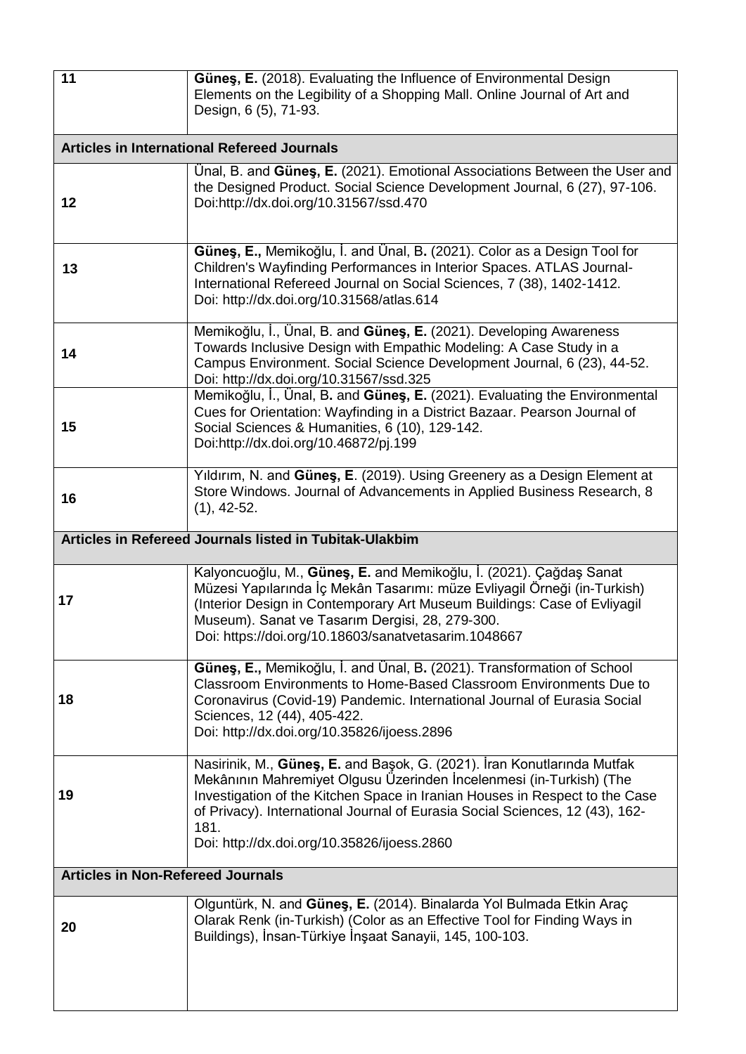| | |
|---|---|
| 11 | **Güneş, E.** (2018). Evaluating the Influence of Environmental Design Elements on the Legibility of a Shopping Mall. Online Journal of Art and Design, 6 (5), 71-93. |
| **Articles in International Refereed Journals** | |
| 12 | Ünal, B. and **Güneş, E.** (2021). Emotional Associations Between the User and the Designed Product. Social Science Development Journal, 6 (27), 97-106. Doi:http://dx.doi.org/10.31567/ssd.470 |
| 13 | **Güneş, E.,** Memikoğlu, İ. and Ünal, B**.** (2021). Color as a Design Tool for Children's Wayfinding Performances in Interior Spaces. ATLAS Journal-International Refereed Journal on Social Sciences, 7 (38), 1402-1412. Doi: http://dx.doi.org/10.31568/atlas.614 |
| 14 | Memikoğlu, İ., Ünal, B. and **Güneş, E.** (2021). Developing Awareness Towards Inclusive Design with Empathic Modeling: A Case Study in a Campus Environment. Social Science Development Journal, 6 (23), 44-52. Doi: http://dx.doi.org/10.31567/ssd.325 |
| 15 | Memikoğlu, İ., Ünal, B**.** and **Güneş, E.** (2021). Evaluating the Environmental Cues for Orientation: Wayfinding in a District Bazaar. Pearson Journal of Social Sciences & Humanities, 6 (10), 129-142. Doi:http://dx.doi.org/10.46872/pj.199 |
| 16 | Yıldırım, N. and **Güneş, E**. (2019). Using Greenery as a Design Element at Store Windows. Journal of Advancements in Applied Business Research, 8 (1), 42-52. |
| **Articles in Refereed Journals listed in Tubitak-Ulakbim** | |
| 17 | Kalyoncuoğlu, M., **Güneş, E.** and Memikoğlu, İ. (2021). Çağdaş Sanat Müzesi Yapılarında İç Mekân Tasarımı: müze Evliyagil Örneği (in-Turkish) (Interior Design in Contemporary Art Museum Buildings: Case of Evliyagil Museum). Sanat ve Tasarım Dergisi, 28, 279-300. Doi: https://doi.org/10.18603/sanatvetasarim.1048667 |
| 18 | **Güneş, E.,** Memikoğlu, İ. and Ünal, B**.** (2021). Transformation of School Classroom Environments to Home-Based Classroom Environments Due to Coronavirus (Covid-19) Pandemic. International Journal of Eurasia Social Sciences, 12 (44), 405-422. Doi: http://dx.doi.org/10.35826/ijoess.2896 |
| 19 | Nasirinik, M., **Güneş, E.** and Başok, G. (2021). İran Konutlarında Mutfak Mekânının Mahremiyet Olgusu Üzerinden İncelenmesi (in-Turkish) (The Investigation of the Kitchen Space in Iranian Houses in Respect to the Case of Privacy). International Journal of Eurasia Social Sciences, 12 (43), 162-181. Doi: http://dx.doi.org/10.35826/ijoess.2860 |
| **Articles in Non-Refereed Journals** | |
| 20 | Olguntürk, N. and **Güneş, E.** (2014). Binalarda Yol Bulmada Etkin Araç Olarak Renk (in-Turkish) (Color as an Effective Tool for Finding Ways in Buildings), İnsan-Türkiye İnşaat Sanayii, 145, 100-103. |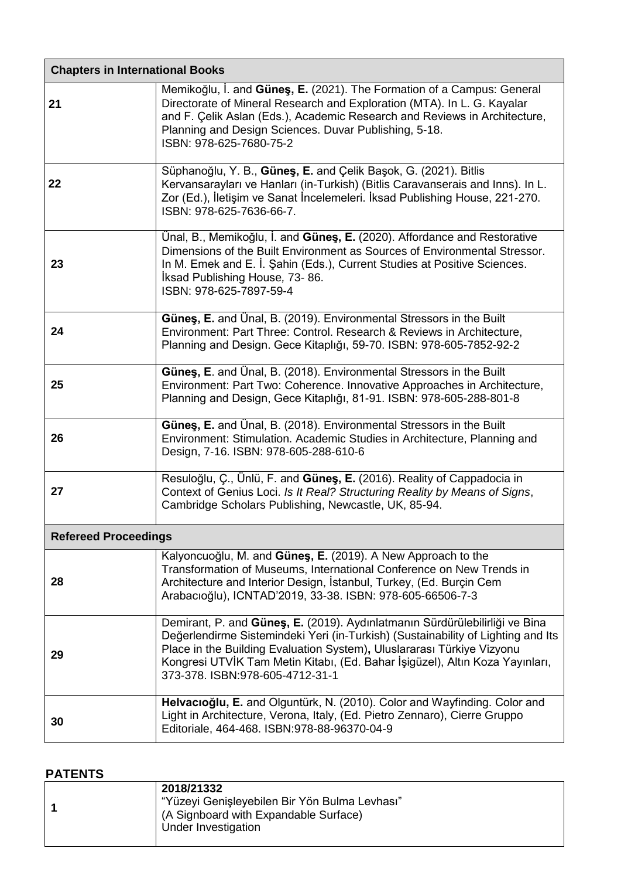| Chapters in International Books | |
|---|---|
| 21 | Memikoğlu, İ. and **Güneş, E.** (2021). The Formation of a Campus: General Directorate of Mineral Research and Exploration (MTA). In L. G. Kayalar and F. Çelik Aslan (Eds.), Academic Research and Reviews in Architecture, Planning and Design Sciences. Duvar Publishing, 5-18. ISBN: 978-625-7680-75-2 |
| 22 | Süphanoğlu, Y. B., **Güneş, E.** and Çelik Başok, G. (2021). Bitlis Kervansarayları ve Hanları (in-Turkish) (Bitlis Caravanserais and Inns). In L. Zor (Ed.), İletişim ve Sanat İncelemeleri. İksad Publishing House, 221-270. ISBN: 978-625-7636-66-7. |
| 23 | Ünal, B., Memikoğlu, İ. and **Güneş, E.** (2020). Affordance and Restorative Dimensions of the Built Environment as Sources of Environmental Stressor. In M. Emek and E. İ. Şahin (Eds.), Current Studies at Positive Sciences. İksad Publishing House*,* 73- 86. ISBN: 978-625-7897-59-4 |
| 24 | **Güneş, E.** and Ünal, B. (2019). Environmental Stressors in the Built Environment: Part Three: Control. Research & Reviews in Architecture, Planning and Design. Gece Kitaplığı, 59-70. ISBN: 978-605-7852-92-2 |
| 25 | **Güneş, E**. and Ünal, B. (2018). Environmental Stressors in the Built Environment: Part Two: Coherence. Innovative Approaches in Architecture, Planning and Design, Gece Kitaplığı, 81-91. ISBN: 978-605-288-801-8 |
| 26 | **Güneş, E.** and Ünal, B. (2018). Environmental Stressors in the Built Environment: Stimulation. Academic Studies in Architecture, Planning and Design, 7-16. ISBN: 978-605-288-610-6 |
| 27 | Resuloğlu, Ç., Ünlü, F. and **Güneş, E.** (2016). Reality of Cappadocia in Context of Genius Loci. *Is It Real? Structuring Reality by Means of Signs*, Cambridge Scholars Publishing, Newcastle, UK, 85-94. |
| **Refereed Proceedings** | |
| 28 | Kalyoncuoğlu, M. and **Güneş, E.** (2019). A New Approach to the Transformation of Museums, International Conference on New Trends in Architecture and Interior Design, İstanbul, Turkey, (Ed. Burçin Cem Arabacıoğlu), ICNTAD'2019, 33-38. ISBN: 978-605-66506-7-3 |
| 29 | Demirant, P. and **Güneş, E.** (2019). Aydınlatmanın Sürdürülebilirliği ve Bina Değerlendirme Sistemindeki Yeri (in-Turkish) (Sustainability of Lighting and Its Place in the Building Evaluation System)**,** Uluslararası Türkiye Vizyonu Kongresi UTVİK Tam Metin Kitabı, (Ed. Bahar İşigüzel), Altın Koza Yayınları, 373-378. ISBN:978-605-4712-31-1 |
| 30 | **Helvacıoğlu, E.** and Olguntürk, N. (2010). Color and Wayfinding. Color and Light in Architecture, Verona, Italy, (Ed. Pietro Zennaro), Cierre Gruppo Editoriale, 464-468. ISBN:978-88-96370-04-9 |

## PATENTS

| | |
|---|---|
| 1 | **2018/21332** "Yüzeyi Genişleyebilen Bir Yön Bulma Levhası" (A Signboard with Expandable Surface) Under Investigation |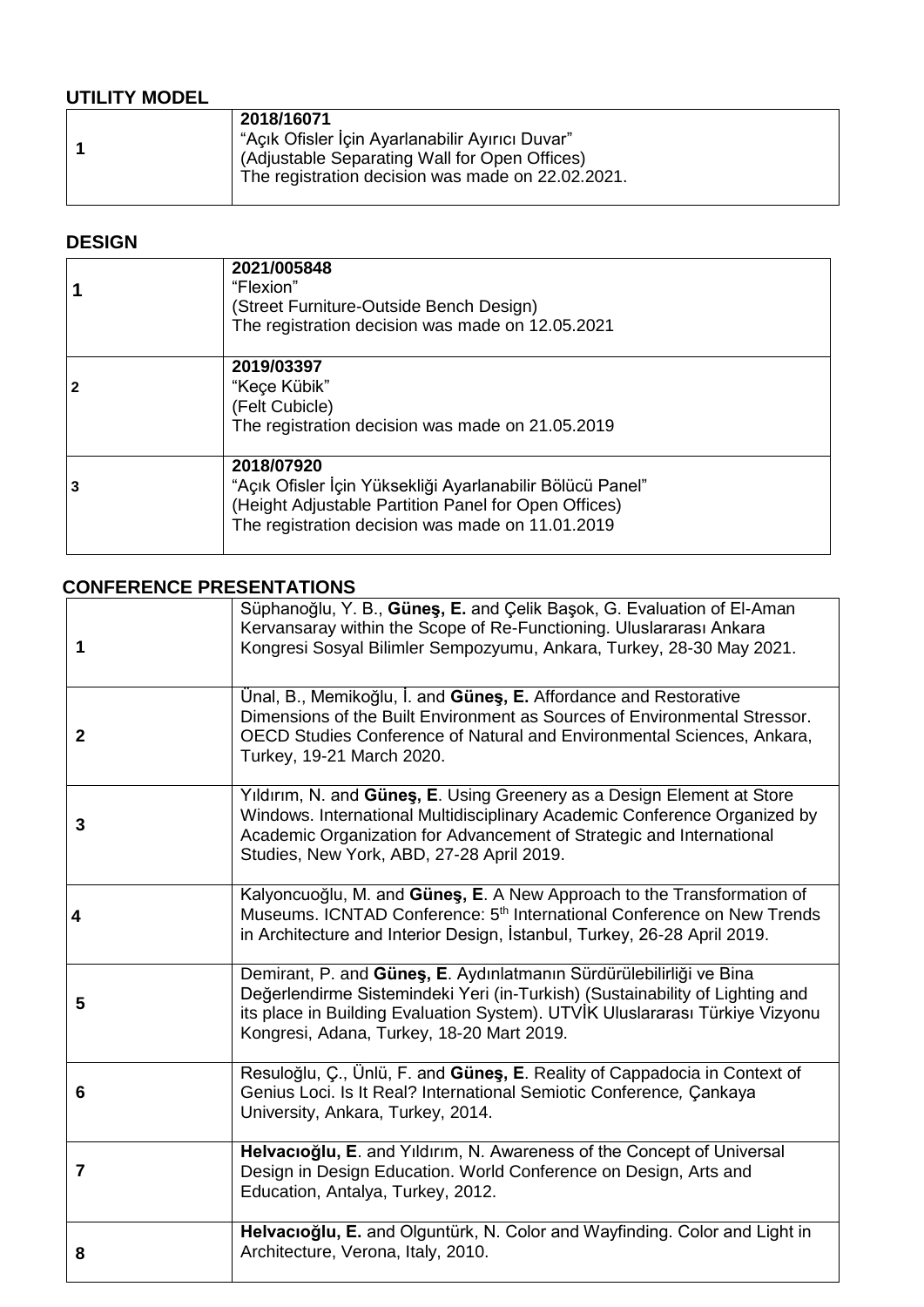## UTILITY MODEL

| | |
|---|---|
| 1 | **2018/16071**<br>"Açık Ofisler İçin Ayarlanabilir Ayırıcı Duvar"<br>(Adjustable Separating Wall for Open Offices)<br>The registration decision was made on 22.02.2021. |

## DESIGN

| | |
|---|---|
| 1 | **2021/005848**<br>"Flexion"<br>(Street Furniture-Outside Bench Design)<br>The registration decision was made on 12.05.2021 |
| 2 | **2019/03397**<br>"Keçe Kübik"<br>(Felt Cubicle)<br>The registration decision was made on 21.05.2019 |
| 3 | **2018/07920**<br>"Açık Ofisler İçin Yüksekliği Ayarlanabilir Bölücü Panel"<br>(Height Adjustable Partition Panel for Open Offices)<br>The registration decision was made on 11.01.2019 |

## CONFERENCE PRESENTATIONS

| | |
|---|---|
| 1 | Süphanoğlu, Y. B., **Güneş, E.** and Çelik Başok, G. Evaluation of El-Aman Kervansaray within the Scope of Re-Functioning. Uluslararası Ankara Kongresi Sosyal Bilimler Sempozyumu, Ankara, Turkey, 28-30 May 2021. |
| 2 | Ünal, B., Memikoğlu, İ. and **Güneş, E.** Affordance and Restorative Dimensions of the Built Environment as Sources of Environmental Stressor. OECD Studies Conference of Natural and Environmental Sciences, Ankara, Turkey, 19-21 March 2020. |
| 3 | Yıldırım, N. and **Güneş, E**. Using Greenery as a Design Element at Store Windows. International Multidisciplinary Academic Conference Organized by Academic Organization for Advancement of Strategic and International Studies, New York, ABD, 27-28 April 2019. |
| 4 | Kalyoncuoğlu, M. and **Güneş, E**. A New Approach to the Transformation of Museums. ICNTAD Conference: 5th International Conference on New Trends in Architecture and Interior Design, İstanbul, Turkey, 26-28 April 2019. |
| 5 | Demirant, P. and **Güneş, E**. Aydınlatmanın Sürdürülebilirliği ve Bina Değerlendirme Sistemindeki Yeri (in-Turkish) (Sustainability of Lighting and its place in Building Evaluation System). UTVİK Uluslararası Türkiye Vizyonu Kongresi, Adana, Turkey, 18-20 Mart 2019. |
| 6 | Resuloğlu, Ç., Ünlü, F. and **Güneş, E**. Reality of Cappadocia in Context of Genius Loci. Is It Real? International Semiotic Conference*,* Çankaya University, Ankara, Turkey, 2014. |
| 7 | **Helvacıoğlu, E**. and Yıldırım, N. Awareness of the Concept of Universal Design in Design Education. World Conference on Design, Arts and Education, Antalya, Turkey, 2012. |
| 8 | **Helvacıoğlu, E.** and Olguntürk, N. Color and Wayfinding. Color and Light in Architecture, Verona, Italy, 2010. |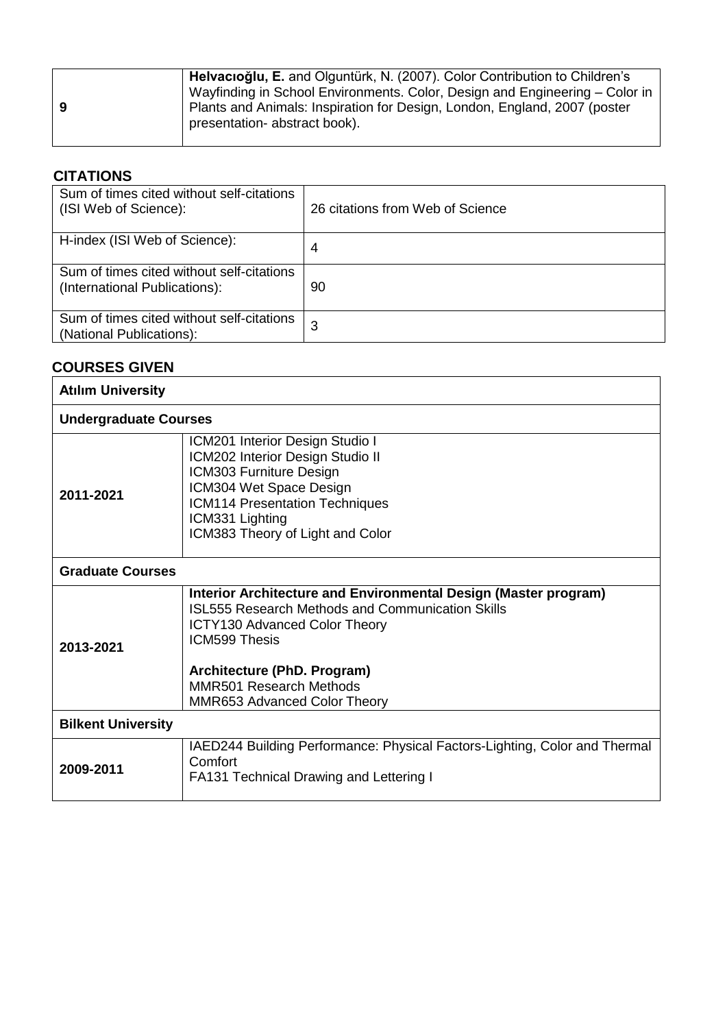| | |
|---|---|
| **9** | **Helvacıoğlu, E.** and Olguntürk, N. (2007). Color Contribution to Children's Wayfinding in School Environments. Color, Design and Engineering – Color in Plants and Animals: Inspiration for Design, London, England, 2007 (poster presentation- abstract book). |

## CITATIONS

| | |
|---|---|
| Sum of times cited without self-citations (ISI Web of Science): | 26 citations from Web of Science |
| H-index (ISI Web of Science): | 4 |
| Sum of times cited without self-citations (International Publications): | 90 |
| Sum of times cited without self-citations (National Publications): | 3 |

## COURSES GIVEN

| **Atılım University** | |
|---|---|
| **Undergraduate Courses** | |
| **2011-2021** | ICM201 Interior Design Studio I<br>ICM202 Interior Design Studio II<br>ICM303 Furniture Design<br>ICM304 Wet Space Design<br>ICM114 Presentation Techniques<br>ICM331 Lighting<br>ICM383 Theory of Light and Color |
| **Graduate Courses** | |
| **2013-2021** | **Interior Architecture and Environmental Design (Master program)**<br>ISL555 Research Methods and Communication Skills<br>ICTY130 Advanced Color Theory<br>ICM599 Thesis<br><br>**Architecture (PhD. Program)**<br>MMR501 Research Methods<br>MMR653 Advanced Color Theory |
| **Bilkent University** | |
| **2009-2011** | IAED244 Building Performance: Physical Factors-Lighting, Color and Thermal Comfort<br>FA131 Technical Drawing and Lettering I |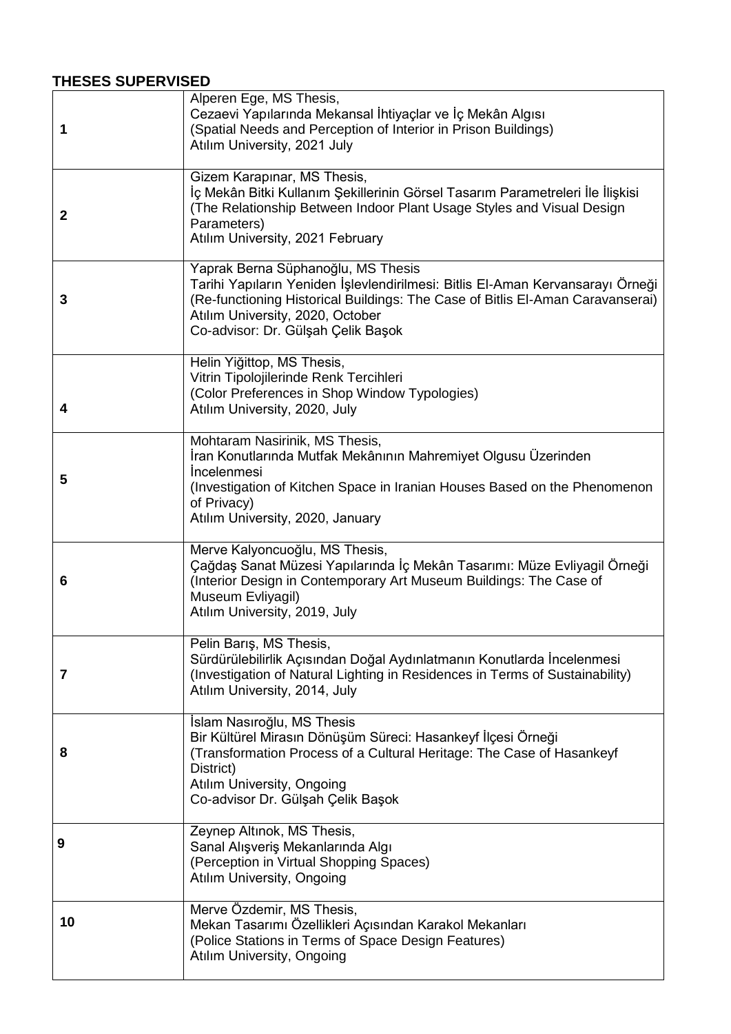**THESES SUPERVISED**

| | |
|---|---|
| 1 | Alperen Ege, MS Thesis,<br>Cezaevi Yapılarında Mekansal İhtiyaçlar ve İç Mekân Algısı<br>(Spatial Needs and Perception of Interior in Prison Buildings)<br>Atılım University, 2021 July |
| 2 | Gizem Karapınar, MS Thesis,<br>İç Mekân Bitki Kullanım Şekillerinin Görsel Tasarım Parametreleri İle İlişkisi<br>(The Relationship Between Indoor Plant Usage Styles and Visual Design Parameters)<br>Atılım University, 2021 February |
| 3 | Yaprak Berna Süphanoğlu, MS Thesis<br>Tarihi Yapıların Yeniden İşlevlendirilmesi: Bitlis El-Aman Kervansarayı Örneği<br>(Re-functioning Historical Buildings: The Case of Bitlis El-Aman Caravanserai)<br>Atılım University, 2020, October<br>Co-advisor: Dr. Gülşah Çelik Başok |
| 4 | Helin Yiğittop, MS Thesis,<br>Vitrin Tipolojilerinde Renk Tercihleri<br>(Color Preferences in Shop Window Typologies)<br>Atılım University, 2020, July |
| 5 | Mohtaram Nasirinik, MS Thesis,<br>İran Konutlarında Mutfak Mekânının Mahremiyet Olgusu Üzerinden İncelenmesi<br>(Investigation of Kitchen Space in Iranian Houses Based on the Phenomenon of Privacy)<br>Atılım University, 2020, January |
| 6 | Merve Kalyoncuoğlu, MS Thesis,<br>Çağdaş Sanat Müzesi Yapılarında İç Mekân Tasarımı: Müze Evliyagil Örneği<br>(Interior Design in Contemporary Art Museum Buildings: The Case of Museum Evliyagil)<br>Atılım University, 2019, July |
| 7 | Pelin Barış, MS Thesis,<br>Sürdürülebilirlik Açısından Doğal Aydınlatmanın Konutlarda İncelenmesi<br>(Investigation of Natural Lighting in Residences in Terms of Sustainability)<br>Atılım University, 2014, July |
| 8 | İslam Nasıroğlu, MS Thesis<br>Bir Kültürel Mirasın Dönüşüm Süreci: Hasankeyf İlçesi Örneği<br>(Transformation Process of a Cultural Heritage: The Case of Hasankeyf District)<br>Atılım University, Ongoing<br>Co-advisor Dr. Gülşah Çelik Başok |
| 9 | Zeynep Altınok, MS Thesis,<br>Sanal Alışveriş Mekanlarında Algı<br>(Perception in Virtual Shopping Spaces)<br>Atılım University, Ongoing |
| 10 | Merve Özdemir, MS Thesis,<br>Mekan Tasarımı Özellikleri Açısından Karakol Mekanları<br>(Police Stations in Terms of Space Design Features)<br>Atılım University, Ongoing |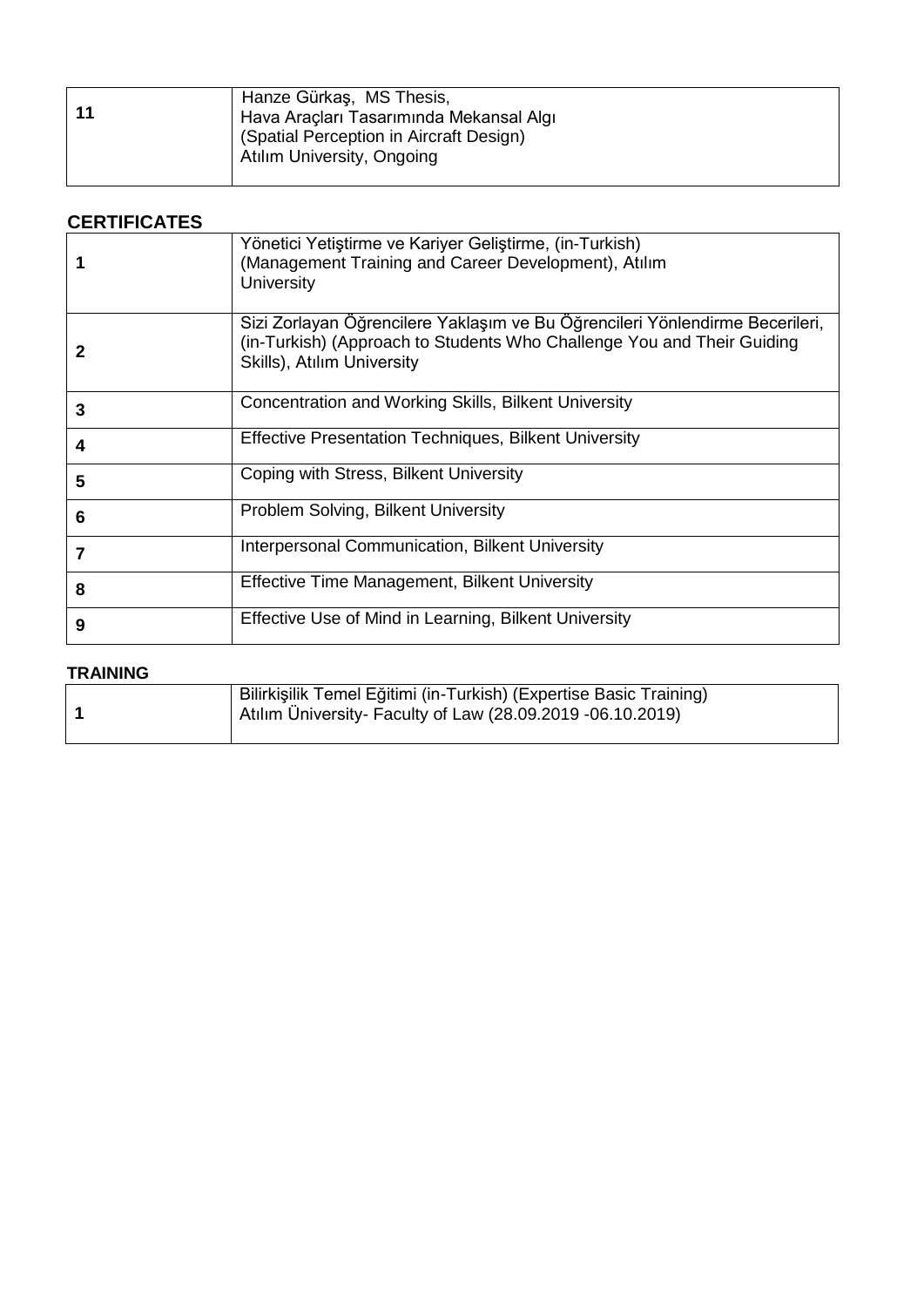| | |
|---|---|
| **11** | Hanze Gürkaş, MS Thesis, Hava Araçları Tasarımında Mekansal Algı (Spatial Perception in Aircraft Design) Atılım University, Ongoing |

**CERTIFICATES**

| | |
|---|---|
| **1** | Yönetici Yetiştirme ve Kariyer Geliştirme, (in-Turkish) (Management Training and Career Development), Atılım University |
| **2** | Sizi Zorlayan Öğrencilere Yaklaşım ve Bu Öğrencileri Yönlendirme Becerileri, (in-Turkish) (Approach to Students Who Challenge You and Their Guiding Skills), Atılım University |
| **3** | Concentration and Working Skills, Bilkent University |
| **4** | Effective Presentation Techniques, Bilkent University |
| **5** | Coping with Stress, Bilkent University |
| **6** | Problem Solving, Bilkent University |
| **7** | Interpersonal Communication, Bilkent University |
| **8** | Effective Time Management, Bilkent University |
| **9** | Effective Use of Mind in Learning, Bilkent University |

**TRAINING**

| | |
|---|---|
| **1** | Bilirkişilik Temel Eğitimi (in-Turkish) (Expertise Basic Training) Atılım Üniversity- Faculty of Law (28.09.2019 -06.10.2019) |